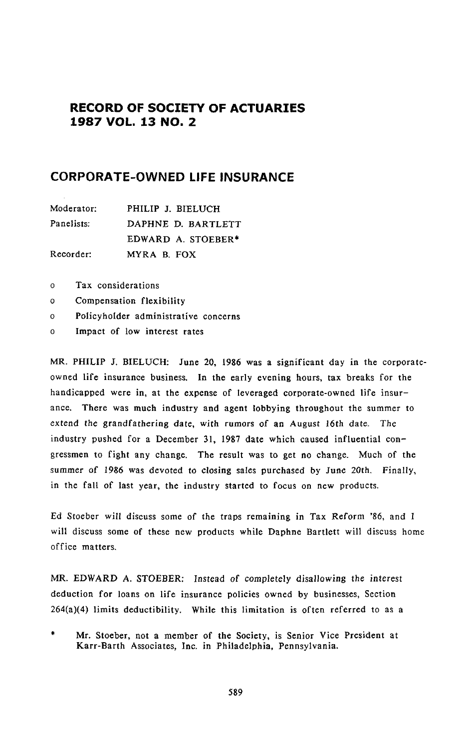# RECORD OF SOCIETY OF ACTUARIES 1987 VOL. 13 NO. 2

## CORPORATE-OWNED LIFE INSURANCE

| | |
|---|---|
| Moderator: | PHILIP J. BIELUCH |
| Panelists: | DAPHNE D. BARTLETT |
| | EDWARD A. STOEBER* |
| Recorder: | MYRA B. FOX |

- Tax considerations
- Compensation flexibility
- Policyholder administrative concerns
- Impact of low interest rates

MR. PHILIP J. BIELUCH: June 20, 1986 was a significant day in the corporate-owned life insurance business. In the early evening hours, tax breaks for the handicapped were in, at the expense of leveraged corporate-owned life insurance. There was much industry and agent lobbying throughout the summer to extend the grandfathering date, with rumors of an August 16th date. The industry pushed for a December 31, 1987 date which caused influential congressmen to fight any change. The result was to get no change. Much of the summer of 1986 was devoted to closing sales purchased by June 20th. Finally, in the fall of last year, the industry started to focus on new products.

Ed Stoeber will discuss some of the traps remaining in Tax Reform '86, and I will discuss some of these new products while Daphne Bartlett will discuss home office matters.

MR. EDWARD A. STOEBER: Instead of completely disallowing the interest deduction for loans on life insurance policies owned by businesses, Section 264(a)(4) limits deductibility. While this limitation is often referred to as a

\* Mr. Stoeber, not a member of the Society, is Senior Vice President at Karr-Barth Associates, Inc. in Philadelphia, Pennsylvania.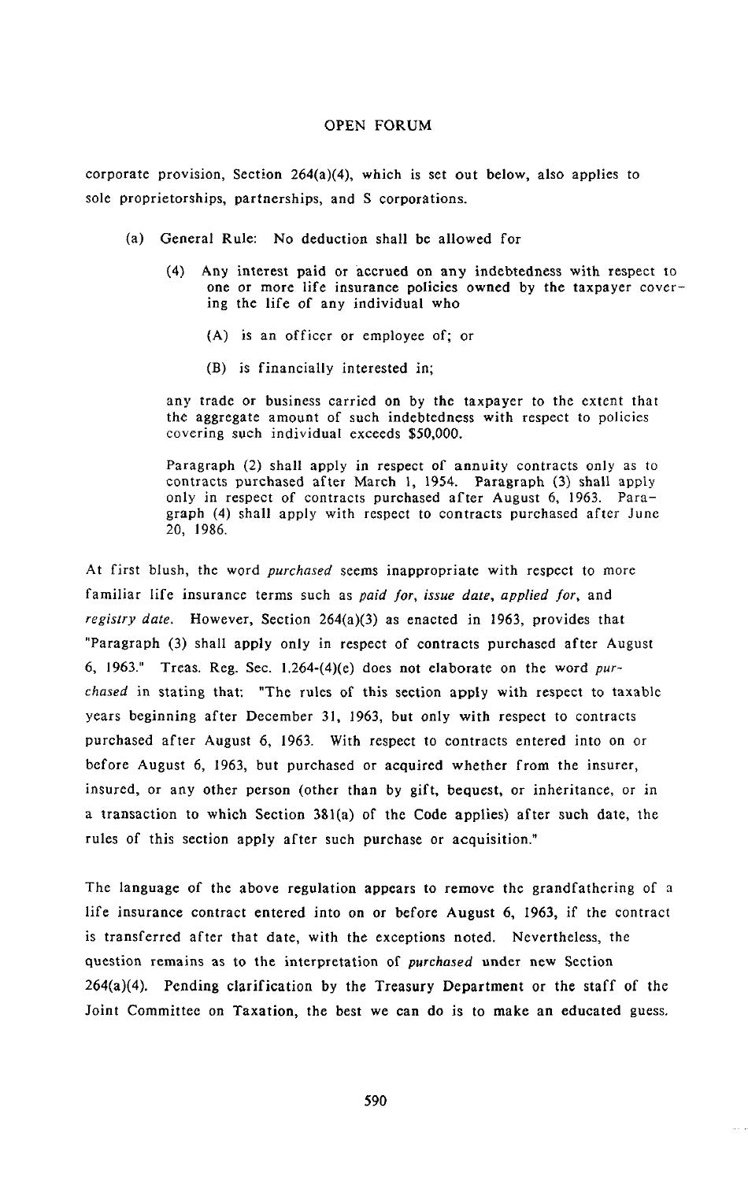corporate provision, Section 264(a)(4), which is set out below, also applies to sole proprietorships, partnerships, and S corporations.

> (a) General Rule: No deduction shall be allowed for
>
> > (4) Any interest paid or accrued on any indebtedness with respect to one or more life insurance policies owned by the taxpayer covering the life of any individual who
> >
> > > (A) is an officer or employee of; or
> > >
> > > (B) is financially interested in;
> >
> > any trade or business carried on by the taxpayer to the extent that the aggregate amount of such indebtedness with respect to policies covering such individual exceeds $50,000.
> >
> > Paragraph (2) shall apply in respect of annuity contracts only as to contracts purchased after March 1, 1954. Paragraph (3) shall apply only in respect of contracts purchased after August 6, 1963. Paragraph (4) shall apply with respect to contracts purchased after June 20, 1986.

At first blush, the word *purchased* seems inappropriate with respect to more familiar life insurance terms such as *paid for*, *issue date*, *applied for*, and *registry date*. However, Section 264(a)(3) as enacted in 1963, provides that "Paragraph (3) shall apply only in respect of contracts purchased after August 6, 1963." Treas. Reg. Sec. 1.264-(4)(e) does not elaborate on the word *purchased* in stating that: "The rules of this section apply with respect to taxable years beginning after December 31, 1963, but only with respect to contracts purchased after August 6, 1963. With respect to contracts entered into on or before August 6, 1963, but purchased or acquired whether from the insurer, insured, or any other person (other than by gift, bequest, or inheritance, or in a transaction to which Section 381(a) of the Code applies) after such date, the rules of this section apply after such purchase or acquisition."

The language of the above regulation appears to remove the grandfathering of a life insurance contract entered into on or before August 6, 1963, if the contract is transferred after that date, with the exceptions noted. Nevertheless, the question remains as to the interpretation of *purchased* under new Section 264(a)(4). Pending clarification by the Treasury Department or the staff of the Joint Committee on Taxation, the best we can do is to make an educated guess.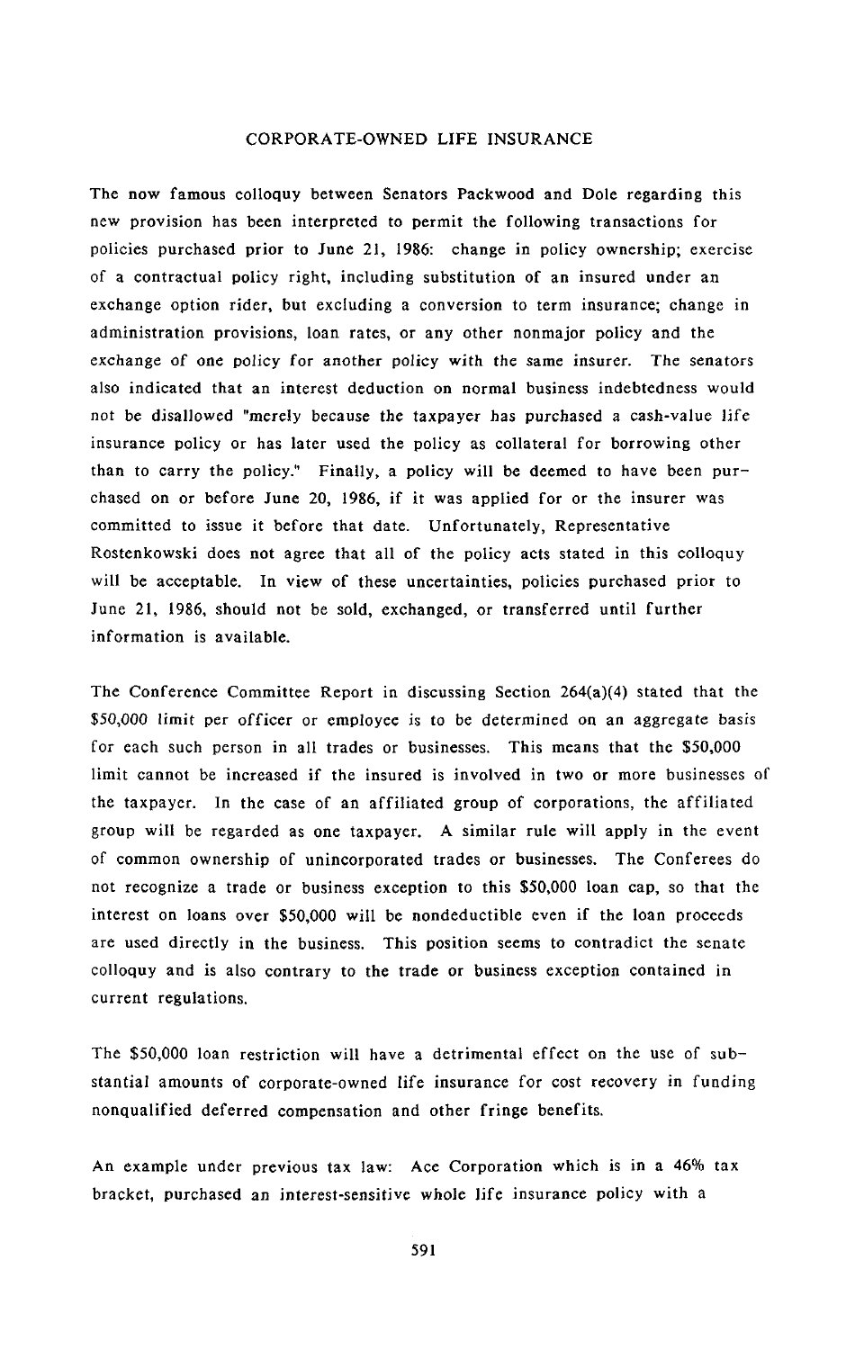## CORPORATE-OWNED LIFE INSURANCE

The now famous colloquy between Senators Packwood and Dole regarding this new provision has been interpreted to permit the following transactions for policies purchased prior to June 21, 1986: change in policy ownership; exercise of a contractual policy right, including substitution of an insured under an exchange option rider, but excluding a conversion to term insurance; change in administration provisions, loan rates, or any other nonmajor policy and the exchange of one policy for another policy with the same insurer. The senators also indicated that an interest deduction on normal business indebtedness would not be disallowed "merely because the taxpayer has purchased a cash-value life insurance policy or has later used the policy as collateral for borrowing other than to carry the policy." Finally, a policy will be deemed to have been purchased on or before June 20, 1986, if it was applied for or the insurer was committed to issue it before that date. Unfortunately, Representative Rostenkowski does not agree that all of the policy acts stated in this colloquy will be acceptable. In view of these uncertainties, policies purchased prior to June 21, 1986, should not be sold, exchanged, or transferred until further information is available.

The Conference Committee Report in discussing Section 264(a)(4) stated that the $50,000 limit per officer or employee is to be determined on an aggregate basis for each such person in all trades or businesses. This means that the $50,000 limit cannot be increased if the insured is involved in two or more businesses of the taxpayer. In the case of an affiliated group of corporations, the affiliated group will be regarded as one taxpayer. A similar rule will apply in the event of common ownership of unincorporated trades or businesses. The Conferees do not recognize a trade or business exception to this $50,000 loan cap, so that the interest on loans over $50,000 will be nondeductible even if the loan proceeds are used directly in the business. This position seems to contradict the senate colloquy and is also contrary to the trade or business exception contained in current regulations.

The $50,000 loan restriction will have a detrimental effect on the use of substantial amounts of corporate-owned life insurance for cost recovery in funding nonqualified deferred compensation and other fringe benefits.

An example under previous tax law: Ace Corporation which is in a 46% tax bracket, purchased an interest-sensitive whole life insurance policy with a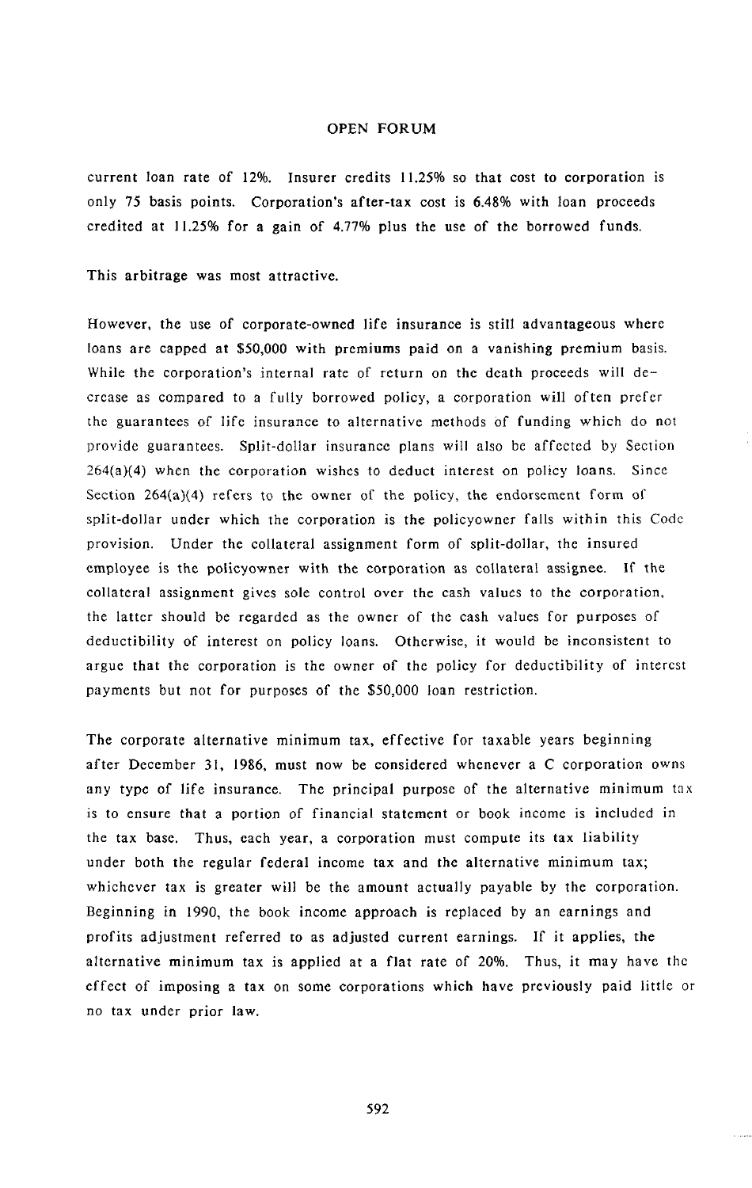current loan rate of 12%. Insurer credits 11.25% so that cost to corporation is only 75 basis points. Corporation's after-tax cost is 6.48% with loan proceeds credited at 11.25% for a gain of 4.77% plus the use of the borrowed funds.

This arbitrage was most attractive.

However, the use of corporate-owned life insurance is still advantageous where loans are capped at $50,000 with premiums paid on a vanishing premium basis. While the corporation's internal rate of return on the death proceeds will decrease as compared to a fully borrowed policy, a corporation will often prefer the guarantees of life insurance to alternative methods of funding which do not provide guarantees. Split-dollar insurance plans will also be affected by Section 264(a)(4) when the corporation wishes to deduct interest on policy loans. Since Section 264(a)(4) refers to the owner of the policy, the endorsement form of split-dollar under which the corporation is the policyowner falls within this Code provision. Under the collateral assignment form of split-dollar, the insured employee is the policyowner with the corporation as collateral assignee. If the collateral assignment gives sole control over the cash values to the corporation, the latter should be regarded as the owner of the cash values for purposes of deductibility of interest on policy loans. Otherwise, it would be inconsistent to argue that the corporation is the owner of the policy for deductibility of interest payments but not for purposes of the $50,000 loan restriction.

The corporate alternative minimum tax, effective for taxable years beginning after December 31, 1986, must now be considered whenever a C corporation owns any type of life insurance. The principal purpose of the alternative minimum tax is to ensure that a portion of financial statement or book income is included in the tax base. Thus, each year, a corporation must compute its tax liability under both the regular federal income tax and the alternative minimum tax; whichever tax is greater will be the amount actually payable by the corporation. Beginning in 1990, the book income approach is replaced by an earnings and profits adjustment referred to as adjusted current earnings. If it applies, the alternative minimum tax is applied at a flat rate of 20%. Thus, it may have the effect of imposing a tax on some corporations which have previously paid little or no tax under prior law.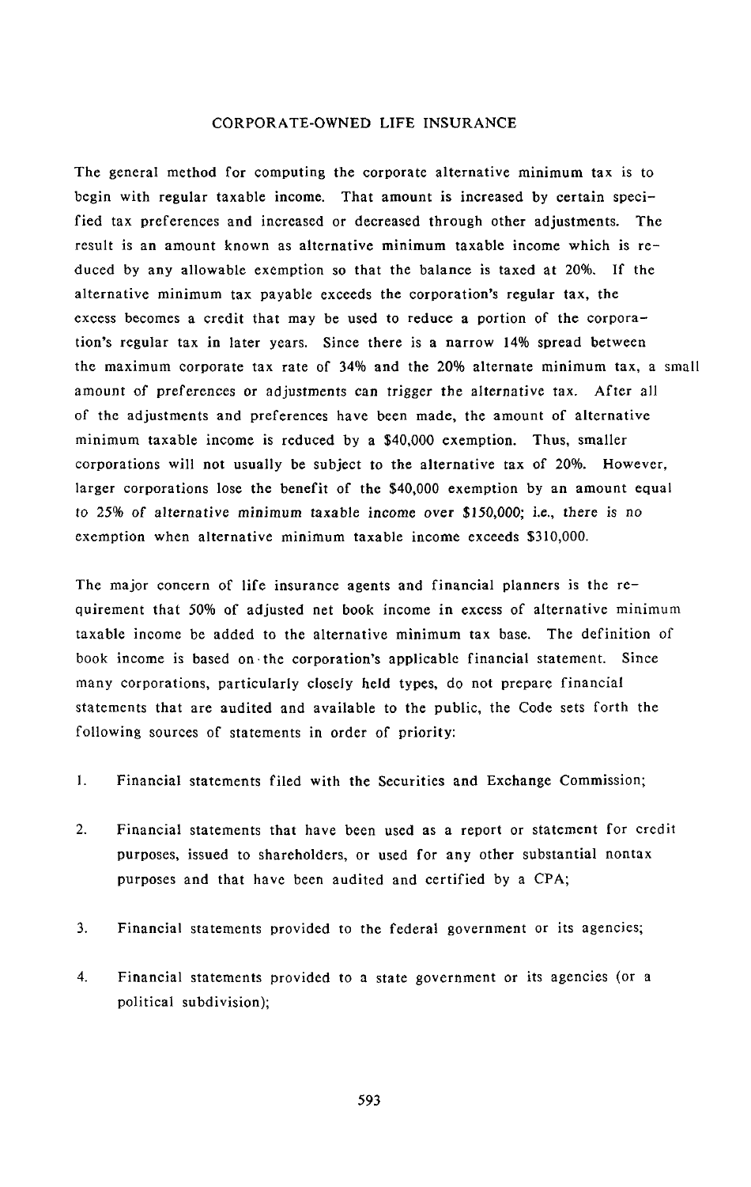## CORPORATE-OWNED LIFE INSURANCE

The general method for computing the corporate alternative minimum tax is to begin with regular taxable income. That amount is increased by certain specified tax preferences and increased or decreased through other adjustments. The result is an amount known as alternative minimum taxable income which is reduced by any allowable exemption so that the balance is taxed at 20%. If the alternative minimum tax payable exceeds the corporation's regular tax, the excess becomes a credit that may be used to reduce a portion of the corporation's regular tax in later years. Since there is a narrow 14% spread between the maximum corporate tax rate of 34% and the 20% alternate minimum tax, a small amount of preferences or adjustments can trigger the alternative tax. After all of the adjustments and preferences have been made, the amount of alternative minimum taxable income is reduced by a $40,000 exemption. Thus, smaller corporations will not usually be subject to the alternative tax of 20%. However, larger corporations lose the benefit of the $40,000 exemption by an amount equal to 25% of alternative minimum taxable income over $150,000; *i.e.*, there is no exemption when alternative minimum taxable income exceeds $310,000.

The major concern of life insurance agents and financial planners is the requirement that 50% of adjusted net book income in excess of alternative minimum taxable income be added to the alternative minimum tax base. The definition of book income is based on the corporation's applicable financial statement. Since many corporations, particularly closely held types, do not prepare financial statements that are audited and available to the public, the Code sets forth the following sources of statements in order of priority:

1. Financial statements filed with the Securities and Exchange Commission;

2. Financial statements that have been used as a report or statement for credit purposes, issued to shareholders, or used for any other substantial nontax purposes and that have been audited and certified by a CPA;

3. Financial statements provided to the federal government or its agencies;

4. Financial statements provided to a state government or its agencies (or a political subdivision);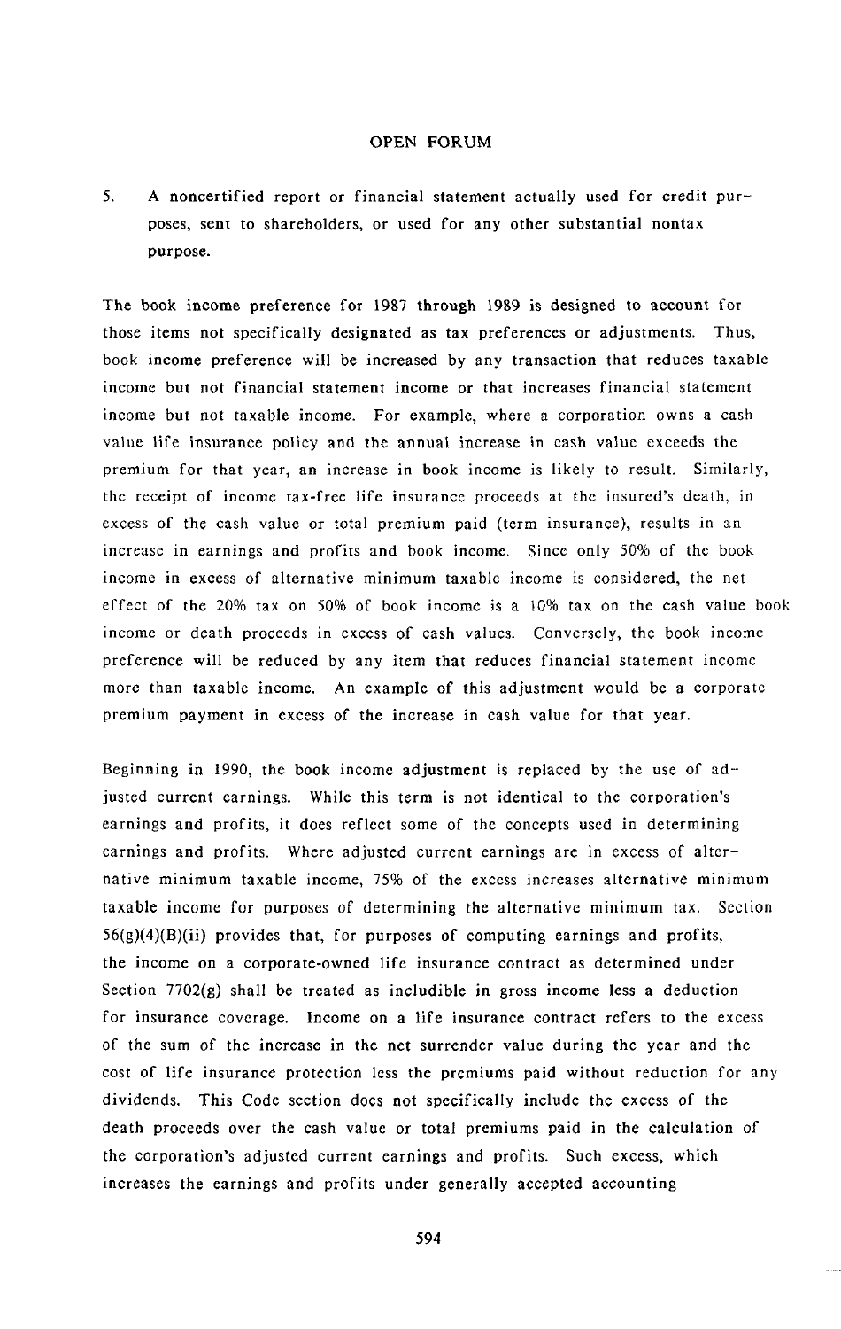5. A noncertified report or financial statement actually used for credit purposes, sent to shareholders, or used for any other substantial nontax purpose.

The book income preference for 1987 through 1989 is designed to account for those items not specifically designated as tax preferences or adjustments. Thus, book income preference will be increased by any transaction that reduces taxable income but not financial statement income or that increases financial statement income but not taxable income. For example, where a corporation owns a cash value life insurance policy and the annual increase in cash value exceeds the premium for that year, an increase in book income is likely to result. Similarly, the receipt of income tax-free life insurance proceeds at the insured's death, in excess of the cash value or total premium paid (term insurance), results in an increase in earnings and profits and book income. Since only 50% of the book income in excess of alternative minimum taxable income is considered, the net effect of the 20% tax on 50% of book income is a 10% tax on the cash value book income or death proceeds in excess of cash values. Conversely, the book income preference will be reduced by any item that reduces financial statement income more than taxable income. An example of this adjustment would be a corporate premium payment in excess of the increase in cash value for that year.

Beginning in 1990, the book income adjustment is replaced by the use of adjusted current earnings. While this term is not identical to the corporation's earnings and profits, it does reflect some of the concepts used in determining earnings and profits. Where adjusted current earnings are in excess of alternative minimum taxable income, 75% of the excess increases alternative minimum taxable income for purposes of determining the alternative minimum tax. Section 56(g)(4)(B)(ii) provides that, for purposes of computing earnings and profits, the income on a corporate-owned life insurance contract as determined under Section 7702(g) shall be treated as includible in gross income less a deduction for insurance coverage. Income on a life insurance contract refers to the excess of the sum of the increase in the net surrender value during the year and the cost of life insurance protection less the premiums paid without reduction for any dividends. This Code section does not specifically include the excess of the death proceeds over the cash value or total premiums paid in the calculation of the corporation's adjusted current earnings and profits. Such excess, which increases the earnings and profits under generally accepted accounting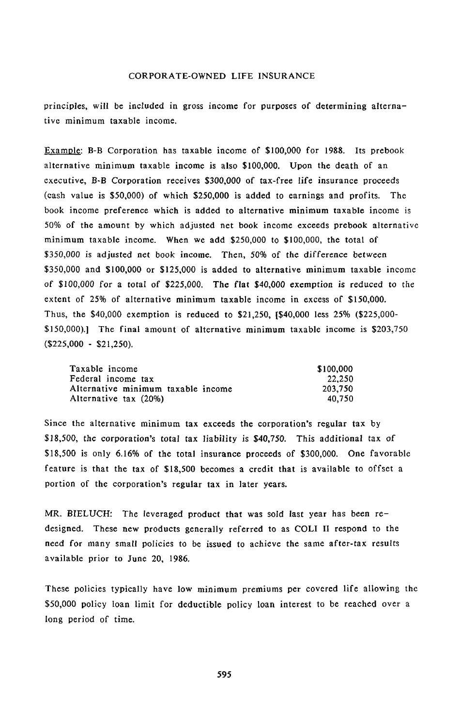principles, will be included in gross income for purposes of determining alternative minimum taxable income.

Example: B-B Corporation has taxable income of $100,000 for 1988. Its prebook alternative minimum taxable income is also $100,000. Upon the death of an executive, B-B Corporation receives $300,000 of tax-free life insurance proceeds (cash value is $50,000) of which $250,000 is added to earnings and profits. The book income preference which is added to alternative minimum taxable income is 50% of the amount by which adjusted net book income exceeds prebook alternative minimum taxable income. When we add $250,000 to $100,000, the total of $350,000 is adjusted net book income. Then, 50% of the difference between $350,000 and $100,000 or $125,000 is added to alternative minimum taxable income of $100,000 for a total of $225,000. The flat $40,000 exemption is reduced to the extent of 25% of alternative minimum taxable income in excess of $150,000. Thus, the $40,000 exemption is reduced to $21,250, [$40,000 less 25% ($225,000-$150,000).] The final amount of alternative minimum taxable income is $203,750 ($225,000 - $21,250).

| | |
|---|---|
| Taxable income | $100,000 |
| Federal income tax | 22,250 |
| Alternative minimum taxable income | 203,750 |
| Alternative tax (20%) | 40,750 |

Since the alternative minimum tax exceeds the corporation's regular tax by $18,500, the corporation's total tax liability is $40,750. This additional tax of $18,500 is only 6.16% of the total insurance proceeds of $300,000. One favorable feature is that the tax of $18,500 becomes a credit that is available to offset a portion of the corporation's regular tax in later years.

MR. BIELUCH: The leveraged product that was sold last year has been redesigned. These new products generally referred to as COLI II respond to the need for many small policies to be issued to achieve the same after-tax results available prior to June 20, 1986.

These policies typically have low minimum premiums per covered life allowing the $50,000 policy loan limit for deductible policy loan interest to be reached over a long period of time.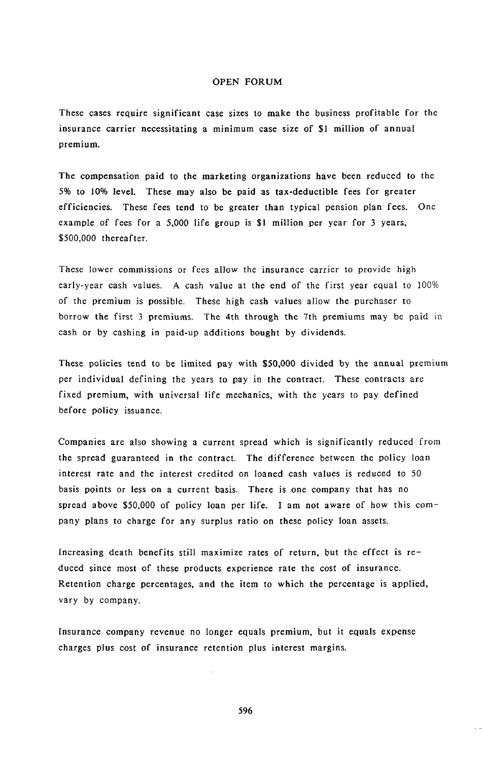These cases require significant case sizes to make the business profitable for the insurance carrier necessitating a minimum case size of $1 million of annual premium.

The compensation paid to the marketing organizations have been reduced to the 5% to 10% level. These may also be paid as tax-deductible fees for greater efficiencies. These fees tend to be greater than typical pension plan fees. One example of fees for a 5,000 life group is $1 million per year for 3 years, $500,000 thereafter.

These lower commissions or fees allow the insurance carrier to provide high early-year cash values. A cash value at the end of the first year equal to 100% of the premium is possible. These high cash values allow the purchaser to borrow the first 3 premiums. The 4th through the 7th premiums may be paid in cash or by cashing in paid-up additions bought by dividends.

These policies tend to be limited pay with $50,000 divided by the annual premium per individual defining the years to pay in the contract. These contracts are fixed premium, with universal life mechanics, with the years to pay defined before policy issuance.

Companies are also showing a current spread which is significantly reduced from the spread guaranteed in the contract. The difference between the policy loan interest rate and the interest credited on loaned cash values is reduced to 50 basis points or less on a current basis. There is one company that has no spread above $50,000 of policy loan per life. I am not aware of how this company plans to charge for any surplus ratio on these policy loan assets.

Increasing death benefits still maximize rates of return, but the effect is reduced since most of these products experience rate the cost of insurance. Retention charge percentages, and the item to which the percentage is applied, vary by company.

Insurance company revenue no longer equals premium, but it equals expense charges plus cost of insurance retention plus interest margins.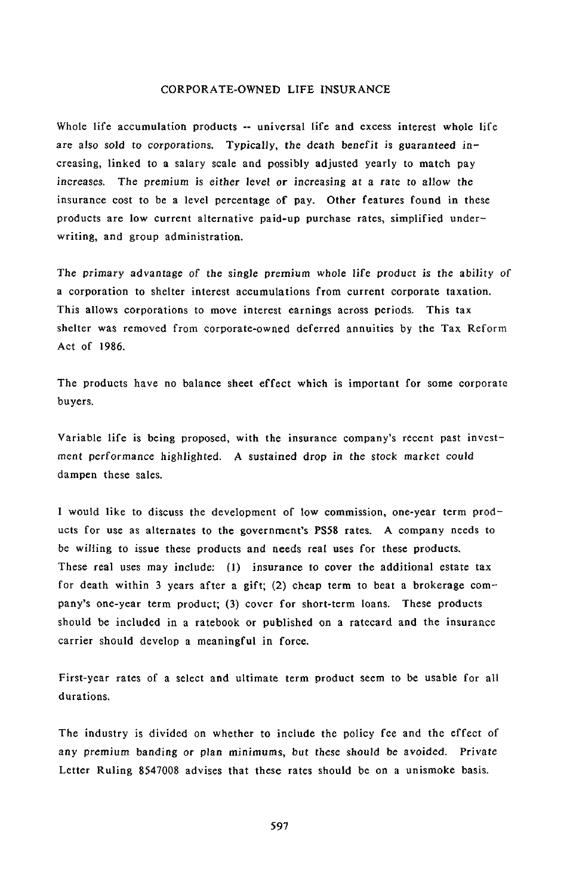## CORPORATE-OWNED LIFE INSURANCE

Whole life accumulation products -- universal life and excess interest whole life are also sold to corporations. Typically, the death benefit is guaranteed increasing, linked to a salary scale and possibly adjusted yearly to match pay increases. The premium is either level or increasing at a rate to allow the insurance cost to be a level percentage of pay. Other features found in these products are low current alternative paid-up purchase rates, simplified underwriting, and group administration.

The primary advantage of the single premium whole life product is the ability of a corporation to shelter interest accumulations from current corporate taxation. This allows corporations to move interest earnings across periods. This tax shelter was removed from corporate-owned deferred annuities by the Tax Reform Act of 1986.

The products have no balance sheet effect which is important for some corporate buyers.

Variable life is being proposed, with the insurance company's recent past investment performance highlighted. A sustained drop in the stock market could dampen these sales.

I would like to discuss the development of low commission, one-year term products for use as alternates to the government's PS58 rates. A company needs to be willing to issue these products and needs real uses for these products. These real uses may include: (1) insurance to cover the additional estate tax for death within 3 years after a gift; (2) cheap term to beat a brokerage company's one-year term product; (3) cover for short-term loans. These products should be included in a ratebook or published on a ratecard and the insurance carrier should develop a meaningful in force.

First-year rates of a select and ultimate term product seem to be usable for all durations.

The industry is divided on whether to include the policy fee and the effect of any premium banding or plan minimums, but these should be avoided. Private Letter Ruling 8547008 advises that these rates should be on a unismoke basis.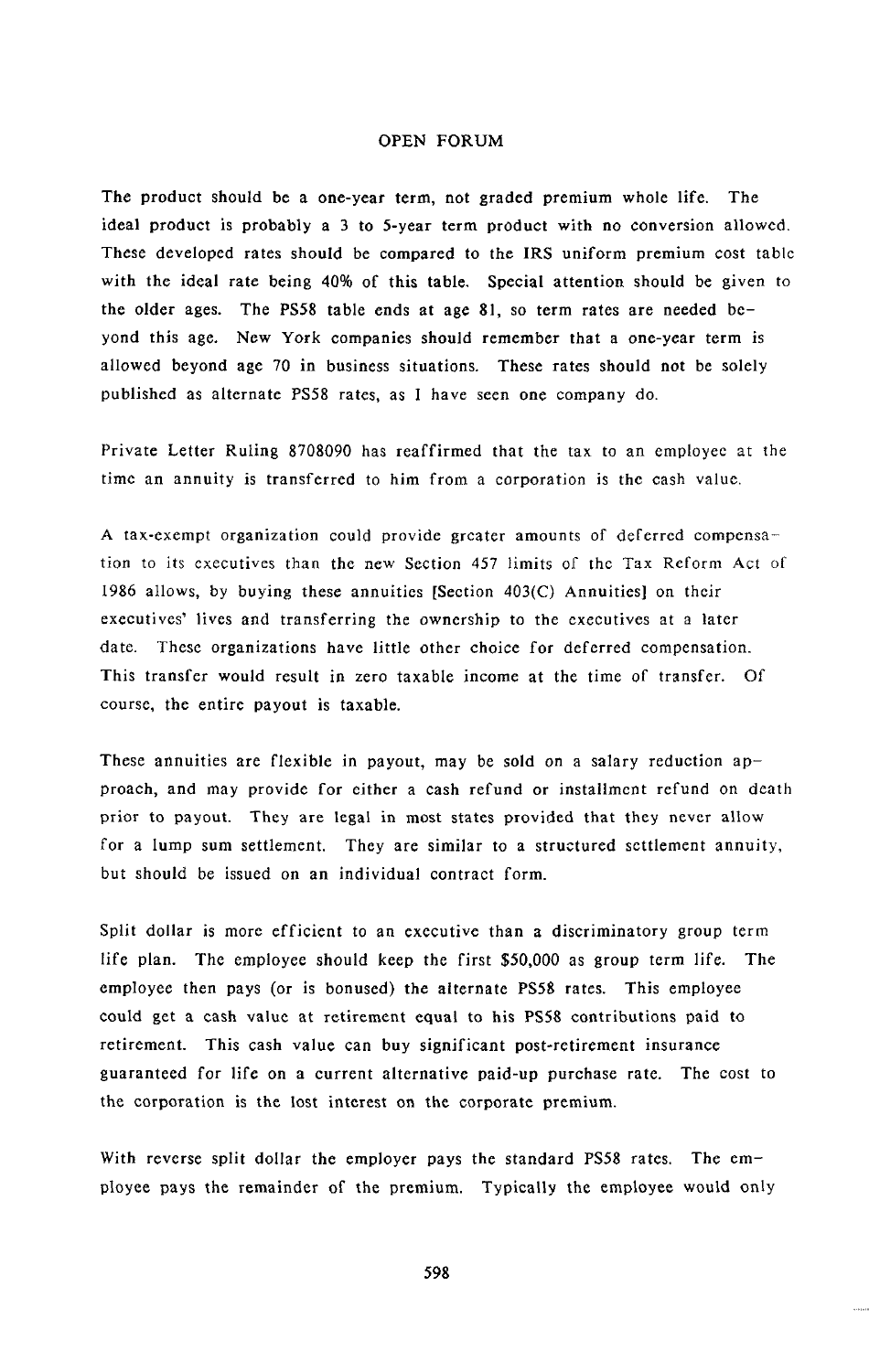## OPEN FORUM

The product should be a one-year term, not graded premium whole life. The ideal product is probably a 3 to 5-year term product with no conversion allowed. These developed rates should be compared to the IRS uniform premium cost table with the ideal rate being 40% of this table. Special attention should be given to the older ages. The PS58 table ends at age 81, so term rates are needed beyond this age. New York companies should remember that a one-year term is allowed beyond age 70 in business situations. These rates should not be solely published as alternate PS58 rates, as I have seen one company do.

Private Letter Ruling 8708090 has reaffirmed that the tax to an employee at the time an annuity is transferred to him from a corporation is the cash value.

A tax-exempt organization could provide greater amounts of deferred compensation to its executives than the new Section 457 limits of the Tax Reform Act of 1986 allows, by buying these annuities [Section 403(C) Annuities] on their executives' lives and transferring the ownership to the executives at a later date. These organizations have little other choice for deferred compensation. This transfer would result in zero taxable income at the time of transfer. Of course, the entire payout is taxable.

These annuities are flexible in payout, may be sold on a salary reduction approach, and may provide for either a cash refund or installment refund on death prior to payout. They are legal in most states provided that they never allow for a lump sum settlement. They are similar to a structured settlement annuity, but should be issued on an individual contract form.

Split dollar is more efficient to an executive than a discriminatory group term life plan. The employee should keep the first $50,000 as group term life. The employee then pays (or is bonused) the alternate PS58 rates. This employee could get a cash value at retirement equal to his PS58 contributions paid to retirement. This cash value can buy significant post-retirement insurance guaranteed for life on a current alternative paid-up purchase rate. The cost to the corporation is the lost interest on the corporate premium.

With reverse split dollar the employer pays the standard PS58 rates. The employee pays the remainder of the premium. Typically the employee would only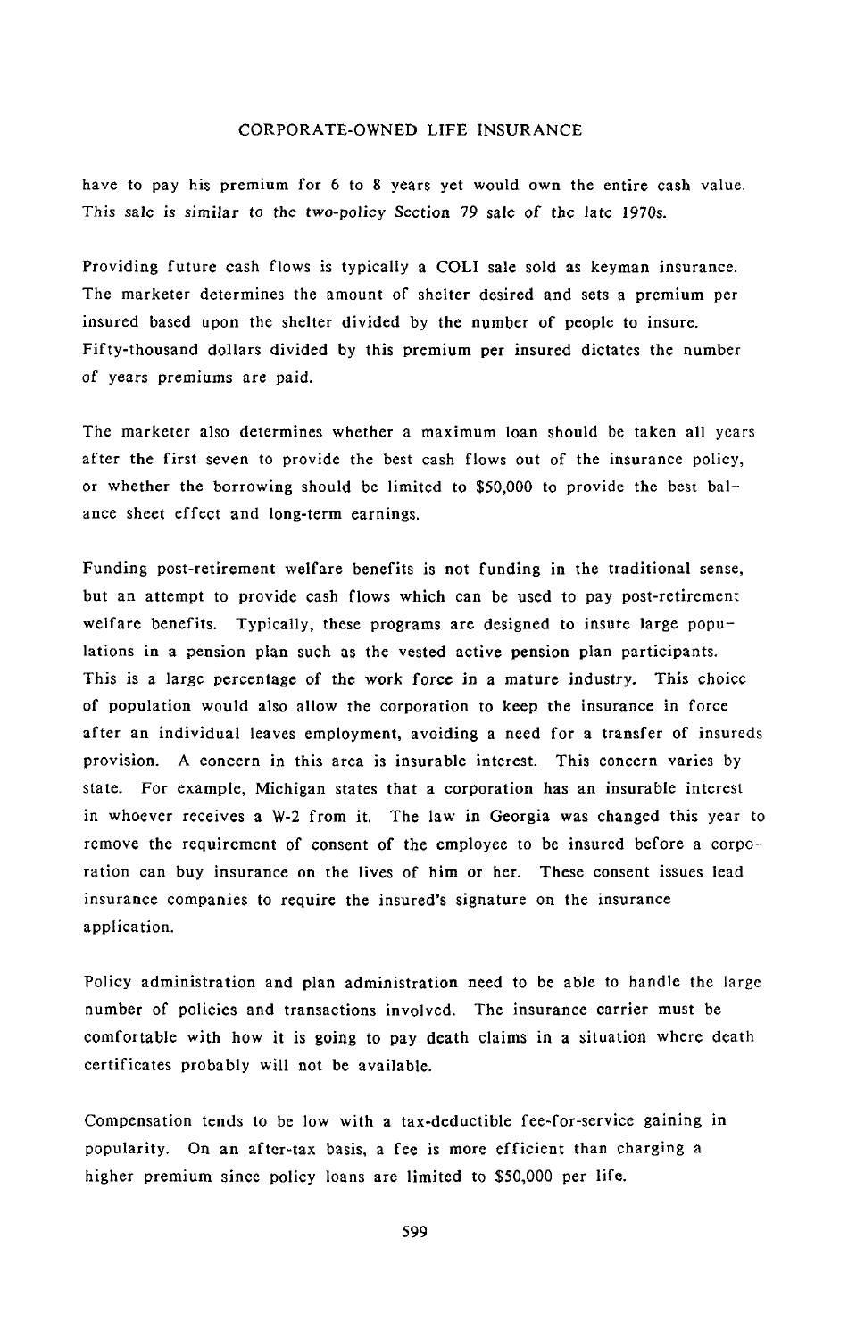have to pay his premium for 6 to 8 years yet would own the entire cash value. This sale is similar to the two-policy Section 79 sale of the late 1970s.

Providing future cash flows is typically a COLI sale sold as keyman insurance. The marketer determines the amount of shelter desired and sets a premium per insured based upon the shelter divided by the number of people to insure. Fifty-thousand dollars divided by this premium per insured dictates the number of years premiums are paid.

The marketer also determines whether a maximum loan should be taken all years after the first seven to provide the best cash flows out of the insurance policy, or whether the borrowing should be limited to $50,000 to provide the best balance sheet effect and long-term earnings.

Funding post-retirement welfare benefits is not funding in the traditional sense, but an attempt to provide cash flows which can be used to pay post-retirement welfare benefits. Typically, these programs are designed to insure large populations in a pension plan such as the vested active pension plan participants. This is a large percentage of the work force in a mature industry. This choice of population would also allow the corporation to keep the insurance in force after an individual leaves employment, avoiding a need for a transfer of insureds provision. A concern in this area is insurable interest. This concern varies by state. For example, Michigan states that a corporation has an insurable interest in whoever receives a W-2 from it. The law in Georgia was changed this year to remove the requirement of consent of the employee to be insured before a corporation can buy insurance on the lives of him or her. These consent issues lead insurance companies to require the insured's signature on the insurance application.

Policy administration and plan administration need to be able to handle the large number of policies and transactions involved. The insurance carrier must be comfortable with how it is going to pay death claims in a situation where death certificates probably will not be available.

Compensation tends to be low with a tax-deductible fee-for-service gaining in popularity. On an after-tax basis, a fee is more efficient than charging a higher premium since policy loans are limited to $50,000 per life.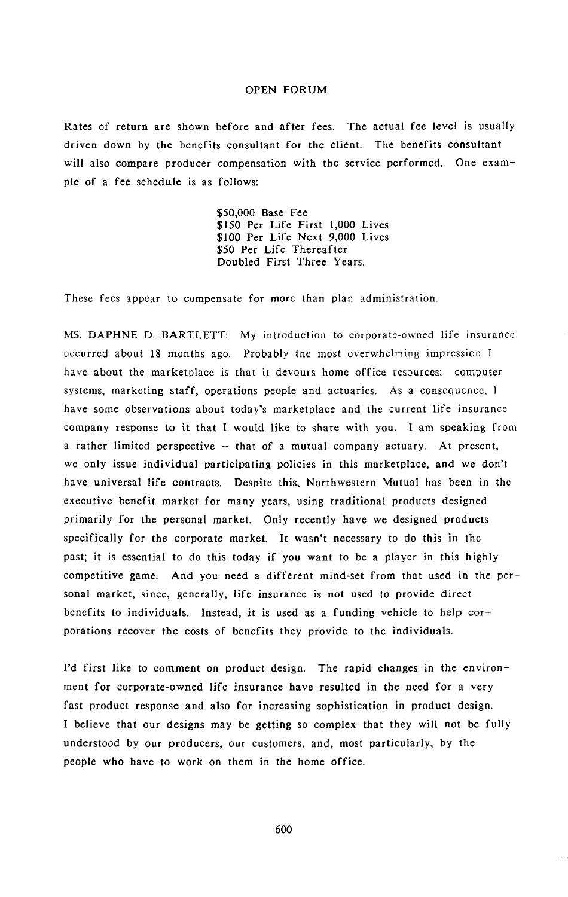Rates of return are shown before and after fees. The actual fee level is usually driven down by the benefits consultant for the client. The benefits consultant will also compare producer compensation with the service performed. One example of a fee schedule is as follows:

> $50,000 Base Fee
> $150 Per Life First 1,000 Lives
> $100 Per Life Next 9,000 Lives
> $50 Per Life Thereafter
> Doubled First Three Years.

These fees appear to compensate for more than plan administration.

MS. DAPHNE D. BARTLETT: My introduction to corporate-owned life insurance occurred about 18 months ago. Probably the most overwhelming impression I have about the marketplace is that it devours home office resources: computer systems, marketing staff, operations people and actuaries. As a consequence, I have some observations about today's marketplace and the current life insurance company response to it that I would like to share with you. I am speaking from a rather limited perspective -- that of a mutual company actuary. At present, we only issue individual participating policies in this marketplace, and we don't have universal life contracts. Despite this, Northwestern Mutual has been in the executive benefit market for many years, using traditional products designed primarily for the personal market. Only recently have we designed products specifically for the corporate market. It wasn't necessary to do this in the past; it is essential to do this today if you want to be a player in this highly competitive game. And you need a different mind-set from that used in the personal market, since, generally, life insurance is not used to provide direct benefits to individuals. Instead, it is used as a funding vehicle to help corporations recover the costs of benefits they provide to the individuals.

I'd first like to comment on product design. The rapid changes in the environment for corporate-owned life insurance have resulted in the need for a very fast product response and also for increasing sophistication in product design. I believe that our designs may be getting so complex that they will not be fully understood by our producers, our customers, and, most particularly, by the people who have to work on them in the home office.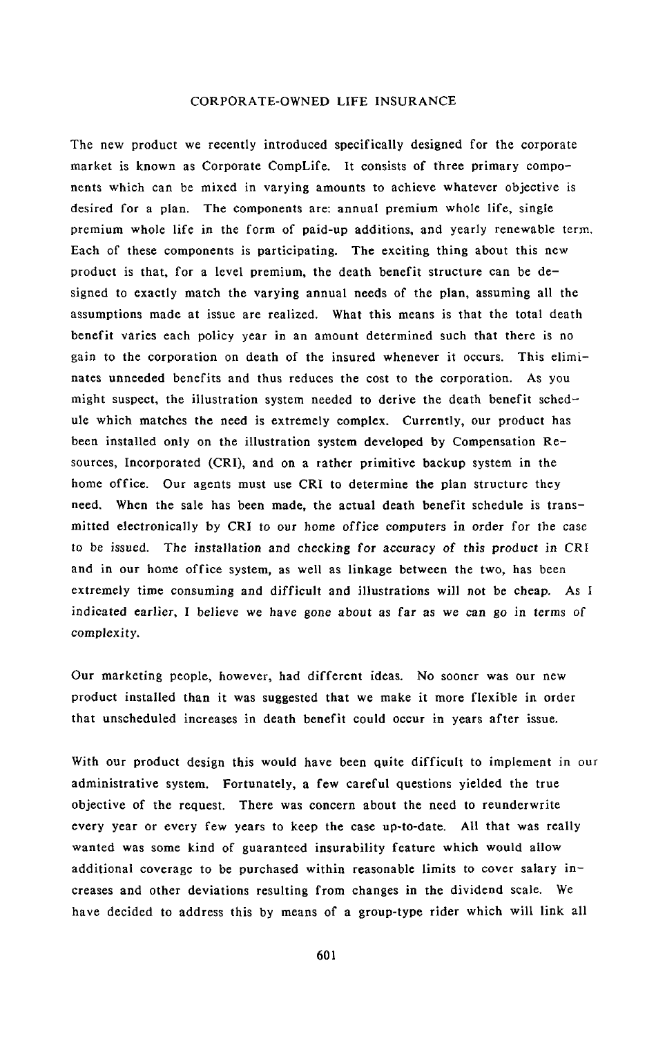CORPORATE-OWNED LIFE INSURANCE

The new product we recently introduced specifically designed for the corporate market is known as Corporate CompLife. It consists of three primary components which can be mixed in varying amounts to achieve whatever objective is desired for a plan. The components are: annual premium whole life, single premium whole life in the form of paid-up additions, and yearly renewable term. Each of these components is participating. The exciting thing about this new product is that, for a level premium, the death benefit structure can be designed to exactly match the varying annual needs of the plan, assuming all the assumptions made at issue are realized. What this means is that the total death benefit varies each policy year in an amount determined such that there is no gain to the corporation on death of the insured whenever it occurs. This eliminates unneeded benefits and thus reduces the cost to the corporation. As you might suspect, the illustration system needed to derive the death benefit schedule which matches the need is extremely complex. Currently, our product has been installed only on the illustration system developed by Compensation Resources, Incorporated (CRI), and on a rather primitive backup system in the home office. Our agents must use CRI to determine the plan structure they need. When the sale has been made, the actual death benefit schedule is transmitted electronically by CRI to our home office computers in order for the case to be issued. The installation and checking for accuracy of this product in CRI and in our home office system, as well as linkage between the two, has been extremely time consuming and difficult and illustrations will not be cheap. As I indicated earlier, I believe we have gone about as far as we can go in terms of complexity.

Our marketing people, however, had different ideas. No sooner was our new product installed than it was suggested that we make it more flexible in order that unscheduled increases in death benefit could occur in years after issue.

With our product design this would have been quite difficult to implement in our administrative system. Fortunately, a few careful questions yielded the true objective of the request. There was concern about the need to reunderwrite every year or every few years to keep the case up-to-date. All that was really wanted was some kind of guaranteed insurability feature which would allow additional coverage to be purchased within reasonable limits to cover salary increases and other deviations resulting from changes in the dividend scale. We have decided to address this by means of a group-type rider which will link all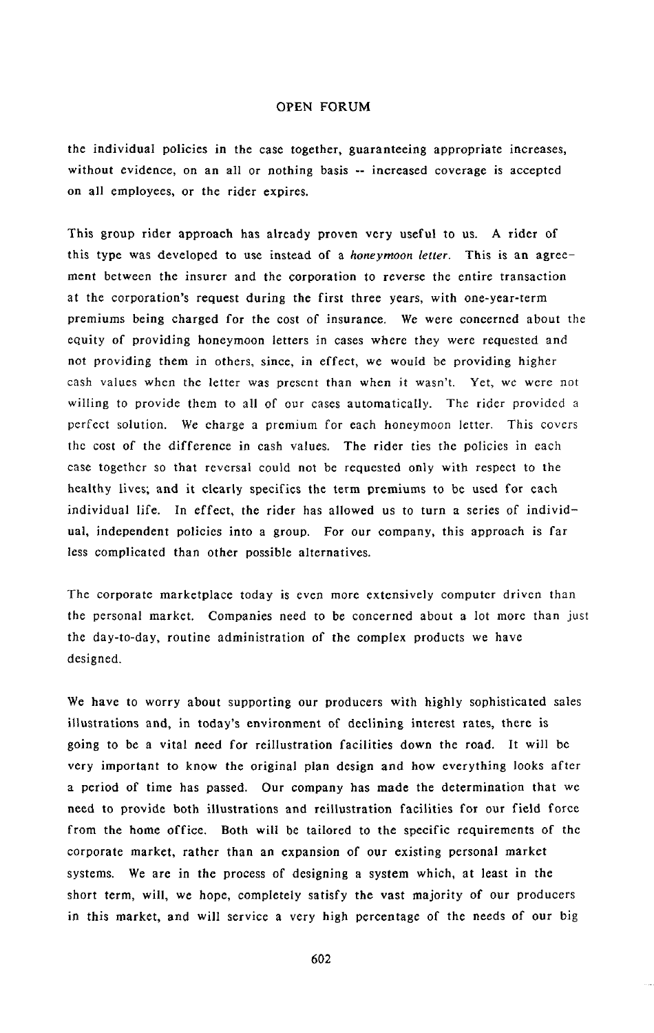the individual policies in the case together, guaranteeing appropriate increases, without evidence, on an all or nothing basis -- increased coverage is accepted on all employees, or the rider expires.

This group rider approach has already proven very useful to us. A rider of this type was developed to use instead of a *honeymoon letter*. This is an agreement between the insurer and the corporation to reverse the entire transaction at the corporation's request during the first three years, with one-year-term premiums being charged for the cost of insurance. We were concerned about the equity of providing honeymoon letters in cases where they were requested and not providing them in others, since, in effect, we would be providing higher cash values when the letter was present than when it wasn't. Yet, we were not willing to provide them to all of our cases automatically. The rider provided a perfect solution. We charge a premium for each honeymoon letter. This covers the cost of the difference in cash values. The rider ties the policies in each case together so that reversal could not be requested only with respect to the healthy lives; and it clearly specifies the term premiums to be used for each individual life. In effect, the rider has allowed us to turn a series of individual, independent policies into a group. For our company, this approach is far less complicated than other possible alternatives.

The corporate marketplace today is even more extensively computer driven than the personal market. Companies need to be concerned about a lot more than just the day-to-day, routine administration of the complex products we have designed.

We have to worry about supporting our producers with highly sophisticated sales illustrations and, in today's environment of declining interest rates, there is going to be a vital need for reillustration facilities down the road. It will be very important to know the original plan design and how everything looks after a period of time has passed. Our company has made the determination that we need to provide both illustrations and reillustration facilities for our field force from the home office. Both will be tailored to the specific requirements of the corporate market, rather than an expansion of our existing personal market systems. We are in the process of designing a system which, at least in the short term, will, we hope, completely satisfy the vast majority of our producers in this market, and will service a very high percentage of the needs of our big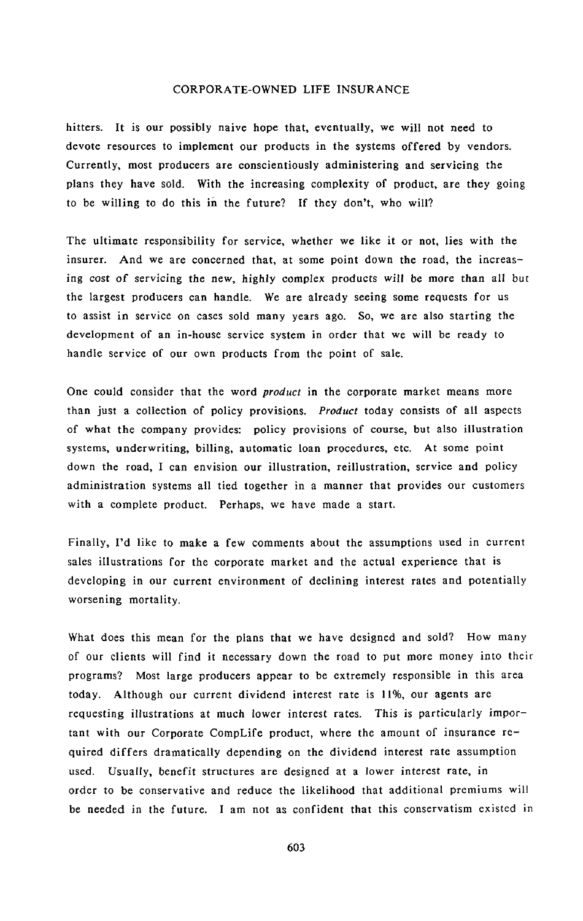hitters. It is our possibly naive hope that, eventually, we will not need to devote resources to implement our products in the systems offered by vendors. Currently, most producers are conscientiously administering and servicing the plans they have sold. With the increasing complexity of product, are they going to be willing to do this in the future? If they don't, who will?

The ultimate responsibility for service, whether we like it or not, lies with the insurer. And we are concerned that, at some point down the road, the increasing cost of servicing the new, highly complex products will be more than all but the largest producers can handle. We are already seeing some requests for us to assist in service on cases sold many years ago. So, we are also starting the development of an in-house service system in order that we will be ready to handle service of our own products from the point of sale.

One could consider that the word *product* in the corporate market means more than just a collection of policy provisions. *Product* today consists of all aspects of what the company provides: policy provisions of course, but also illustration systems, underwriting, billing, automatic loan procedures, etc. At some point down the road, I can envision our illustration, reillustration, service and policy administration systems all tied together in a manner that provides our customers with a complete product. Perhaps, we have made a start.

Finally, I'd like to make a few comments about the assumptions used in current sales illustrations for the corporate market and the actual experience that is developing in our current environment of declining interest rates and potentially worsening mortality.

What does this mean for the plans that we have designed and sold? How many of our clients will find it necessary down the road to put more money into their programs? Most large producers appear to be extremely responsible in this area today. Although our current dividend interest rate is 11%, our agents are requesting illustrations at much lower interest rates. This is particularly important with our Corporate CompLife product, where the amount of insurance required differs dramatically depending on the dividend interest rate assumption used. Usually, benefit structures are designed at a lower interest rate, in order to be conservative and reduce the likelihood that additional premiums will be needed in the future. I am not as confident that this conservatism existed in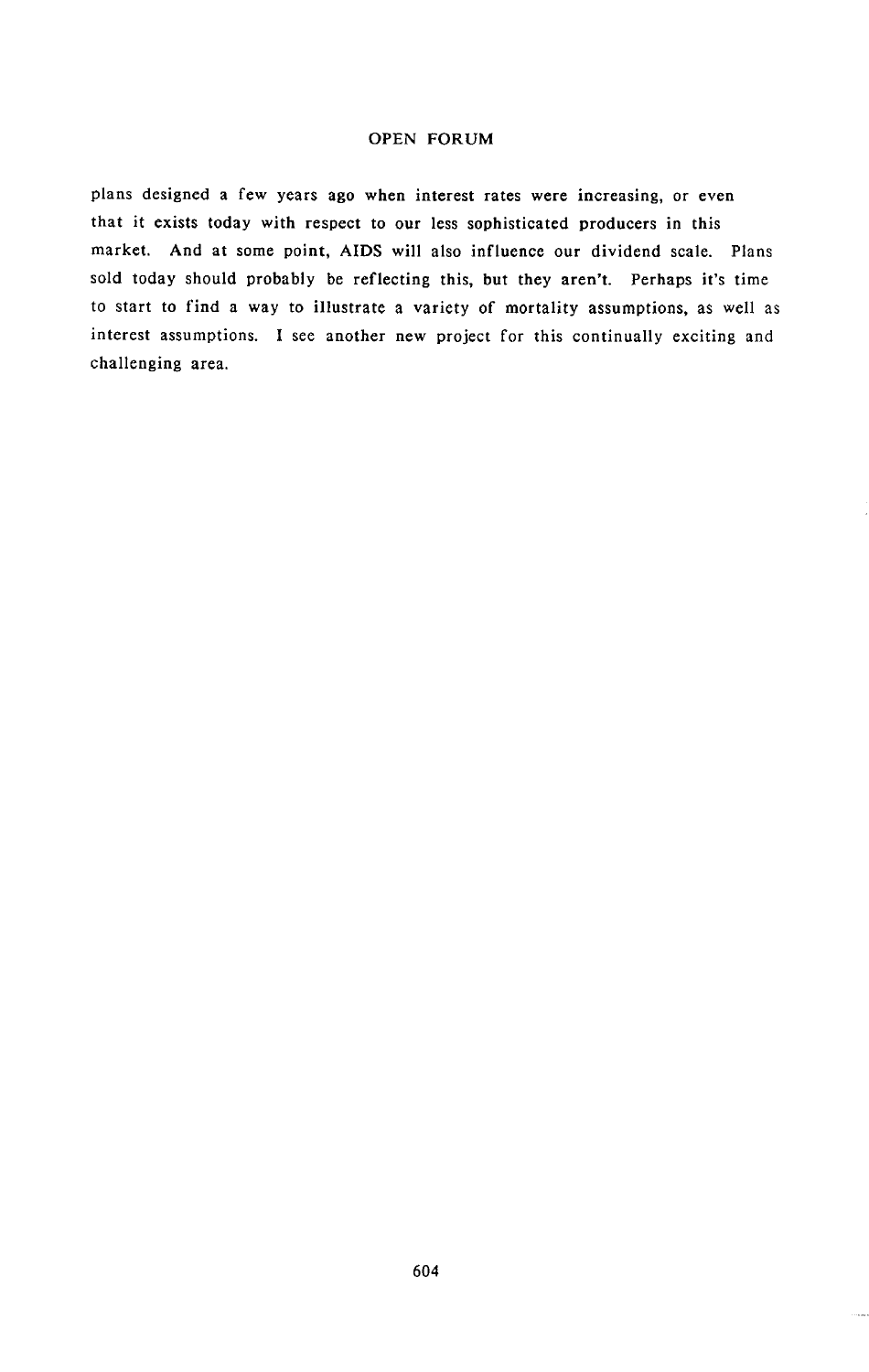plans designed a few years ago when interest rates were increasing, or even that it exists today with respect to our less sophisticated producers in this market. And at some point, AIDS will also influence our dividend scale. Plans sold today should probably be reflecting this, but they aren't. Perhaps it's time to start to find a way to illustrate a variety of mortality assumptions, as well as interest assumptions. I see another new project for this continually exciting and challenging area.